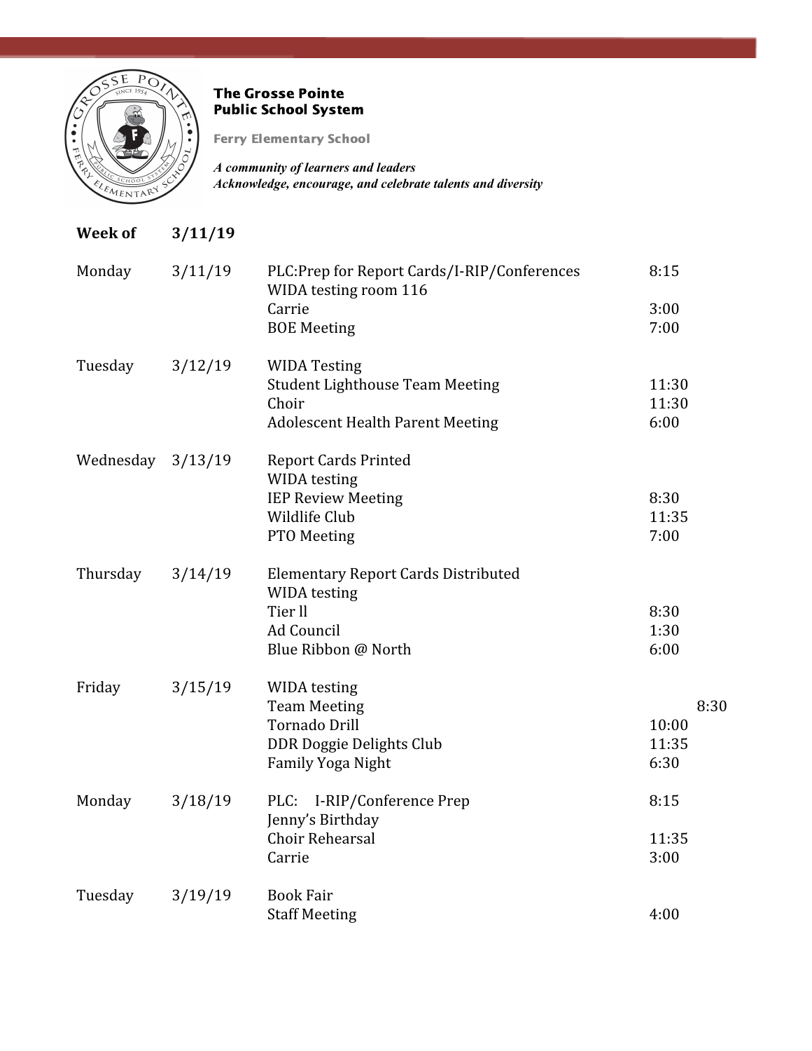**The Grosse Pointe Public School System**

**Ferry Elementary School**

***A community of learners and leaders***
***Acknowledge, encourage, and celebrate talents and diversity***

**Week of 3/11/19**

| Day | Date | Event | Time |
|---|---|---|---|
| Monday | 3/11/19 | PLC:Prep for Report Cards/I-RIP/Conferences | 8:15 |
| | | WIDA testing room 116 | |
| | | Carrie | 3:00 |
| | | BOE Meeting | 7:00 |
| Tuesday | 3/12/19 | WIDA Testing | |
| | | Student Lighthouse Team Meeting | 11:30 |
| | | Choir | 11:30 |
| | | Adolescent Health Parent Meeting | 6:00 |
| Wednesday | 3/13/19 | Report Cards Printed | |
| | | WIDA testing | |
| | | IEP Review Meeting | 8:30 |
| | | Wildlife Club | 11:35 |
| | | PTO Meeting | 7:00 |
| Thursday | 3/14/19 | Elementary Report Cards Distributed | |
| | | WIDA testing | |
| | | Tier ll | 8:30 |
| | | Ad Council | 1:30 |
| | | Blue Ribbon @ North | 6:00 |
| Friday | 3/15/19 | WIDA testing | |
| | | Team Meeting | 8:30 |
| | | Tornado Drill | 10:00 |
| | | DDR Doggie Delights Club | 11:35 |
| | | Family Yoga Night | 6:30 |
| Monday | 3/18/19 | PLC: I-RIP/Conference Prep | 8:15 |
| | | Jenny's Birthday | |
| | | Choir Rehearsal | 11:35 |
| | | Carrie | 3:00 |
| Tuesday | 3/19/19 | Book Fair | |
| | | Staff Meeting | 4:00 |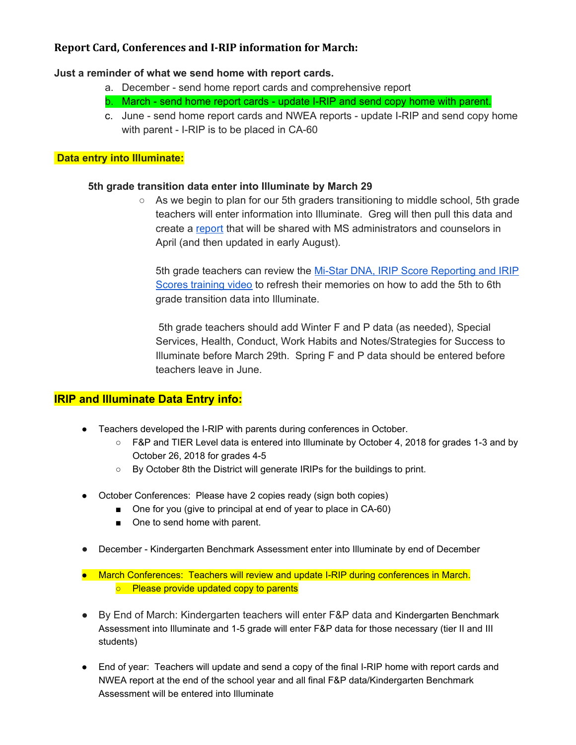### Report Card, Conferences and I-RIP information for March:

**Just a reminder of what we send home with report cards.**

a. December - send home report cards and comprehensive report
b. March - send home report cards - update I-RIP and send copy home with parent.
c. June - send home report cards and NWEA reports - update I-RIP and send copy home with parent - I-RIP is to be placed in CA-60

**Data entry into Illuminate:**

**5th grade transition data enter into Illuminate by March 29**

- As we begin to plan for our 5th graders transitioning to middle school, 5th grade teachers will enter information into Illuminate. Greg will then pull this data and create a report that will be shared with MS administrators and counselors in April (and then updated in early August).

  5th grade teachers can review the Mi-Star DNA, IRIP Score Reporting and IRIP Scores training video to refresh their memories on how to add the 5th to 6th grade transition data into Illuminate.

  5th grade teachers should add Winter F and P data (as needed), Special Services, Health, Conduct, Work Habits and Notes/Strategies for Success to Illuminate before March 29th. Spring F and P data should be entered before teachers leave in June.

## IRIP and Illuminate Data Entry info:

- Teachers developed the I-RIP with parents during conferences in October.
  - F&P and TIER Level data is entered into Illuminate by October 4, 2018 for grades 1-3 and by October 26, 2018 for grades 4-5
  - By October 8th the District will generate IRIPs for the buildings to print.

- October Conferences: Please have 2 copies ready (sign both copies)
  - One for you (give to principal at end of year to place in CA-60)
  - One to send home with parent.

- December - Kindergarten Benchmark Assessment enter into Illuminate by end of December

- March Conferences: Teachers will review and update I-RIP during conferences in March.
  - Please provide updated copy to parents

- By End of March: Kindergarten teachers will enter F&P data and Kindergarten Benchmark Assessment into Illuminate and 1-5 grade will enter F&P data for those necessary (tier II and III students)

- End of year: Teachers will update and send a copy of the final I-RIP home with report cards and NWEA report at the end of the school year and all final F&P data/Kindergarten Benchmark Assessment will be entered into Illuminate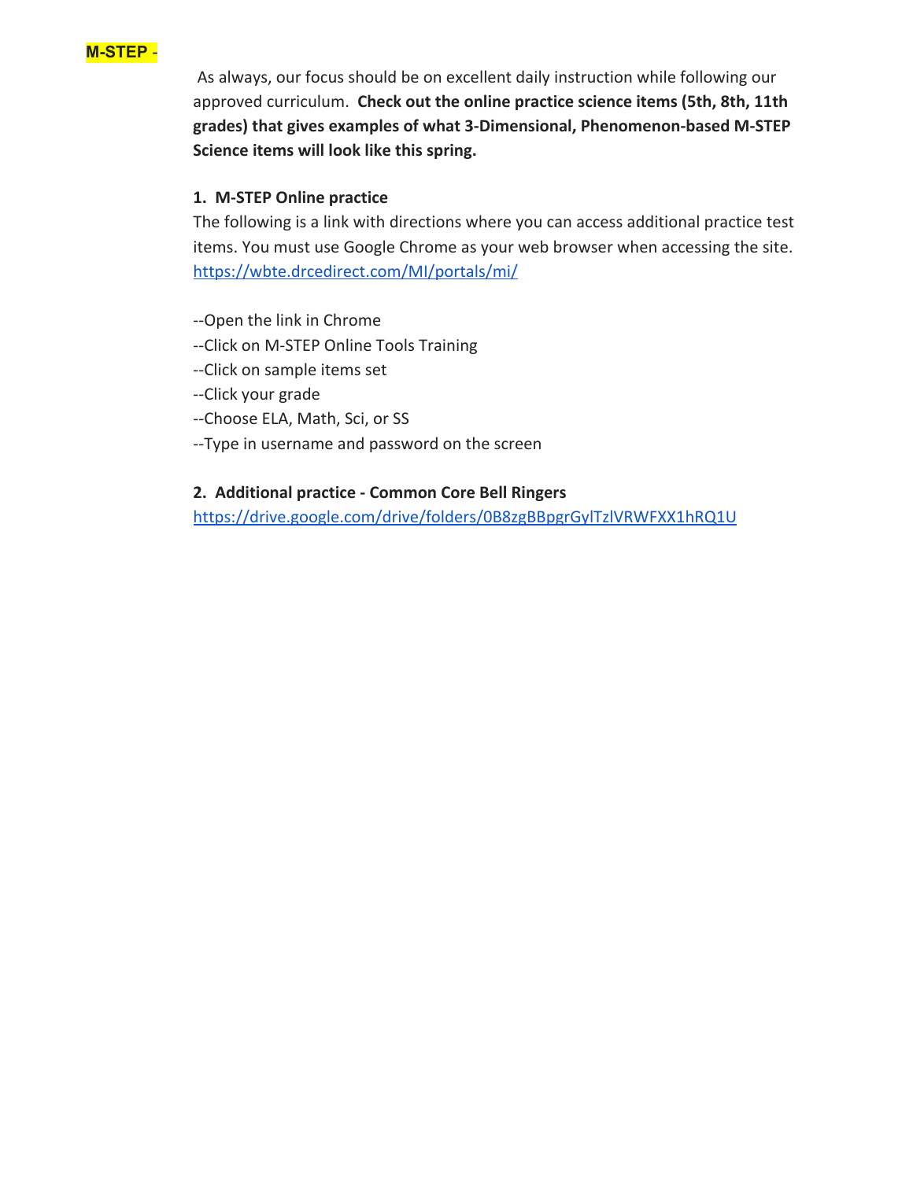**M-STEP** -

As always, our focus should be on excellent daily instruction while following our approved curriculum. **Check out the online practice science items (5th, 8th, 11th grades) that gives examples of what 3-Dimensional, Phenomenon-based M-STEP Science items will look like this spring.**

**1. M-STEP Online practice**

The following is a link with directions where you can access additional practice test items. You must use Google Chrome as your web browser when accessing the site.
https://wbte.drcedirect.com/MI/portals/mi/

--Open the link in Chrome
--Click on M-STEP Online Tools Training
--Click on sample items set
--Click your grade
--Choose ELA, Math, Sci, or SS
--Type in username and password on the screen

**2. Additional practice - Common Core Bell Ringers**

https://drive.google.com/drive/folders/0B8zgBBpgrGylTzlVRWFXX1hRQ1U